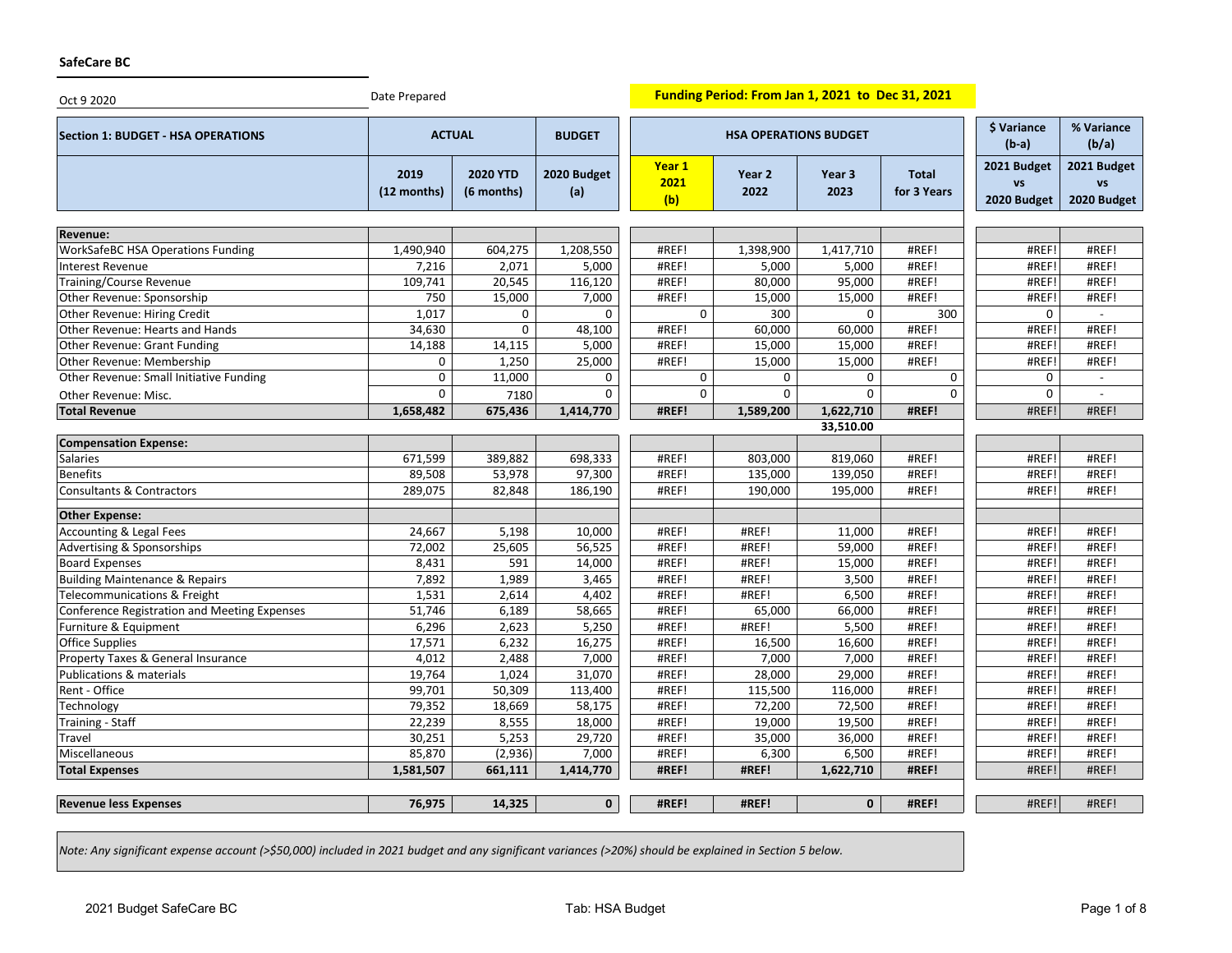**SafeCare BC**

Oct 9 2020 — Date Prepared

**Funding Period: From Jan 1, 2021 to Dec 31, 2021**

| **Section 1: BUDGET - HSA OPERATIONS** | **ACTUAL** | | **BUDGET** | **HSA OPERATIONS BUDGET** | | | | **$ Variance (b-a)** | **% Variance (b/a)** |
|---|---|---|---|---|---|---|---|---|---|
| | **2019 (12 months)** | **2020 YTD (6 months)** | **2020 Budget (a)** | **Year 1 2021 (b)** | **Year 2 2022** | **Year 3 2023** | **Total for 3 Years** | **2021 Budget vs 2020 Budget** | **2021 Budget vs 2020 Budget** |
| **Revenue:** | | | | | | | | | |
| WorkSafeBC HSA Operations Funding | 1,490,940 | 604,275 | 1,208,550 | #REF! | 1,398,900 | 1,417,710 | #REF! | #REF! | #REF! |
| Interest Revenue | 7,216 | 2,071 | 5,000 | #REF! | 5,000 | 5,000 | #REF! | #REF! | #REF! |
| Training/Course Revenue | 109,741 | 20,545 | 116,120 | #REF! | 80,000 | 95,000 | #REF! | #REF! | #REF! |
| Other Revenue: Sponsorship | 750 | 15,000 | 7,000 | #REF! | 15,000 | 15,000 | #REF! | #REF! | #REF! |
| Other Revenue: Hiring Credit | 1,017 | 0 | 0 | 0 | 300 | 0 | 300 | 0 | - |
| Other Revenue: Hearts and Hands | 34,630 | 0 | 48,100 | #REF! | 60,000 | 60,000 | #REF! | #REF! | #REF! |
| Other Revenue: Grant Funding | 14,188 | 14,115 | 5,000 | #REF! | 15,000 | 15,000 | #REF! | #REF! | #REF! |
| Other Revenue: Membership | 0 | 1,250 | 25,000 | #REF! | 15,000 | 15,000 | #REF! | #REF! | #REF! |
| Other Revenue: Small Initiative Funding | 0 | 11,000 | 0 | 0 | 0 | 0 | 0 | 0 | - |
| Other Revenue: Misc. | 0 | 7180 | 0 | 0 | 0 | 0 | 0 | 0 | - |
| **Total Revenue** | **1,658,482** | **675,436** | **1,414,770** | **#REF!** | **1,589,200** | **1,622,710** | **#REF!** | #REF! | #REF! |
| | | | | | | **33,510.00** | | | |
| **Compensation Expense:** | | | | | | | | | |
| Salaries | 671,599 | 389,882 | 698,333 | #REF! | 803,000 | 819,060 | #REF! | #REF! | #REF! |
| Benefits | 89,508 | 53,978 | 97,300 | #REF! | 135,000 | 139,050 | #REF! | #REF! | #REF! |
| Consultants & Contractors | 289,075 | 82,848 | 186,190 | #REF! | 190,000 | 195,000 | #REF! | #REF! | #REF! |
| **Other Expense:** | | | | | | | | | |
| Accounting & Legal Fees | 24,667 | 5,198 | 10,000 | #REF! | #REF! | 11,000 | #REF! | #REF! | #REF! |
| Advertising & Sponsorships | 72,002 | 25,605 | 56,525 | #REF! | #REF! | 59,000 | #REF! | #REF! | #REF! |
| Board Expenses | 8,431 | 591 | 14,000 | #REF! | #REF! | 15,000 | #REF! | #REF! | #REF! |
| Building Maintenance & Repairs | 7,892 | 1,989 | 3,465 | #REF! | #REF! | 3,500 | #REF! | #REF! | #REF! |
| Telecommunications & Freight | 1,531 | 2,614 | 4,402 | #REF! | #REF! | 6,500 | #REF! | #REF! | #REF! |
| Conference Registration and Meeting Expenses | 51,746 | 6,189 | 58,665 | #REF! | 65,000 | 66,000 | #REF! | #REF! | #REF! |
| Furniture & Equipment | 6,296 | 2,623 | 5,250 | #REF! | #REF! | 5,500 | #REF! | #REF! | #REF! |
| Office Supplies | 17,571 | 6,232 | 16,275 | #REF! | 16,500 | 16,600 | #REF! | #REF! | #REF! |
| Property Taxes & General Insurance | 4,012 | 2,488 | 7,000 | #REF! | 7,000 | 7,000 | #REF! | #REF! | #REF! |
| Publications & materials | 19,764 | 1,024 | 31,070 | #REF! | 28,000 | 29,000 | #REF! | #REF! | #REF! |
| Rent - Office | 99,701 | 50,309 | 113,400 | #REF! | 115,500 | 116,000 | #REF! | #REF! | #REF! |
| Technology | 79,352 | 18,669 | 58,175 | #REF! | 72,200 | 72,500 | #REF! | #REF! | #REF! |
| Training - Staff | 22,239 | 8,555 | 18,000 | #REF! | 19,000 | 19,500 | #REF! | #REF! | #REF! |
| Travel | 30,251 | 5,253 | 29,720 | #REF! | 35,000 | 36,000 | #REF! | #REF! | #REF! |
| Miscellaneous | 85,870 | (2,936) | 7,000 | #REF! | 6,300 | 6,500 | #REF! | #REF! | #REF! |
| **Total Expenses** | **1,581,507** | **661,111** | **1,414,770** | **#REF!** | **#REF!** | **1,622,710** | **#REF!** | #REF! | #REF! |
| **Revenue less Expenses** | **76,975** | **14,325** | **0** | **#REF!** | **#REF!** | **0** | **#REF!** | #REF! | #REF! |

*Note: Any significant expense account (>$50,000) included in 2021 budget and any significant variances (>20%) should be explained in Section 5 below.*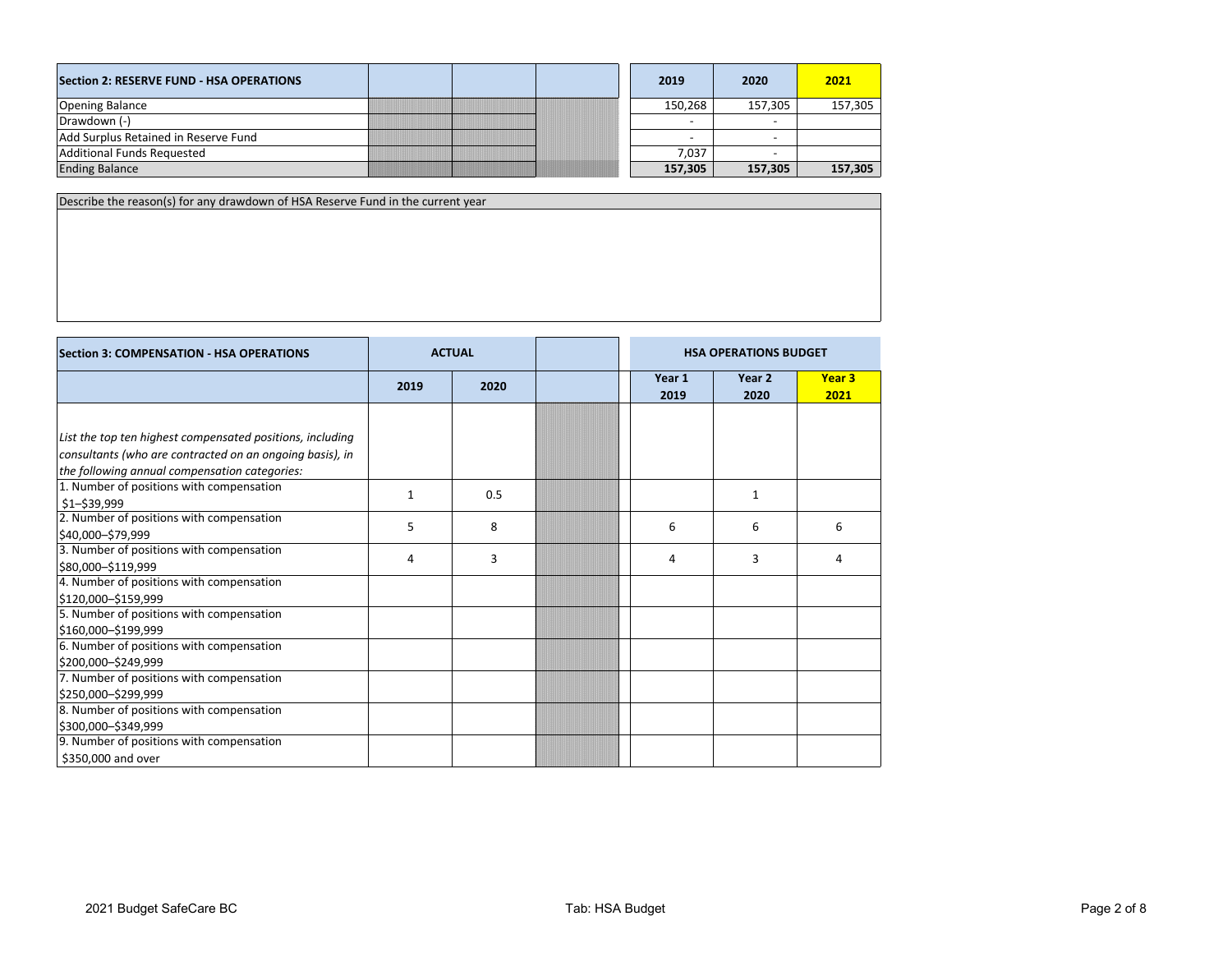| Section 2: RESERVE FUND - HSA OPERATIONS | | | | 2019 | 2020 | 2021 |
|---|---|---|---|---|---|---|
| Opening Balance | | | | 150,268 | 157,305 | 157,305 |
| Drawdown (-) | | | | - | - | |
| Add Surplus Retained in Reserve Fund | | | | - | - | |
| Additional Funds Requested | | | | 7,037 | - | |
| Ending Balance | | | | **157,305** | **157,305** | **157,305** |

| Describe the reason(s) for any drawdown of HSA Reserve Fund in the current year |
|---|
| |

| Section 3: COMPENSATION - HSA OPERATIONS | ACTUAL | | | HSA OPERATIONS BUDGET | | |
|---|---|---|---|---|---|---|
| | 2019 | 2020 | | Year 1 2019 | Year 2 2020 | Year 3 2021 |
| *List the top ten highest compensated positions, including consultants (who are contracted on an ongoing basis), in the following annual compensation categories:* | | | | | | |
| 1. Number of positions with compensation $1–$39,999 | 1 | 0.5 | | | 1 | |
| 2. Number of positions with compensation $40,000–$79,999 | 5 | 8 | | 6 | 6 | 6 |
| 3. Number of positions with compensation $80,000–$119,999 | 4 | 3 | | 4 | 3 | 4 |
| 4. Number of positions with compensation $120,000–$159,999 | | | | | | |
| 5. Number of positions with compensation $160,000–$199,999 | | | | | | |
| 6. Number of positions with compensation $200,000–$249,999 | | | | | | |
| 7. Number of positions with compensation $250,000–$299,999 | | | | | | |
| 8. Number of positions with compensation $300,000–$349,999 | | | | | | |
| 9. Number of positions with compensation $350,000 and over | | | | | | |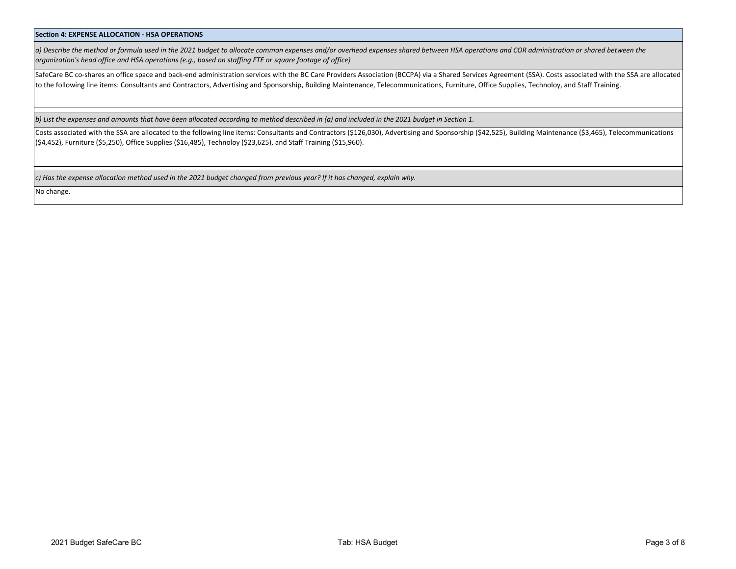**Section 4: EXPENSE ALLOCATION - HSA OPERATIONS**

*a) Describe the method or formula used in the 2021 budget to allocate common expenses and/or overhead expenses shared between HSA operations and COR administration or shared between the organization's head office and HSA operations (e.g., based on staffing FTE or square footage of office)*

SafeCare BC co-shares an office space and back-end administration services with the BC Care Providers Association (BCCPA) via a Shared Services Agreement (SSA). Costs associated with the SSA are allocated to the following line items: Consultants and Contractors, Advertising and Sponsorship, Building Maintenance, Telecommunications, Furniture, Office Supplies, Technoloy, and Staff Training.

*b) List the expenses and amounts that have been allocated according to method described in (a) and included in the 2021 budget in Section 1.*

Costs associated with the SSA are allocated to the following line items: Consultants and Contractors ($126,030), Advertising and Sponsorship ($42,525), Building Maintenance ($3,465), Telecommunications ($4,452), Furniture ($5,250), Office Supplies ($16,485), Technoloy ($23,625), and Staff Training ($15,960).

*c) Has the expense allocation method used in the 2021 budget changed from previous year? If it has changed, explain why.*

No change.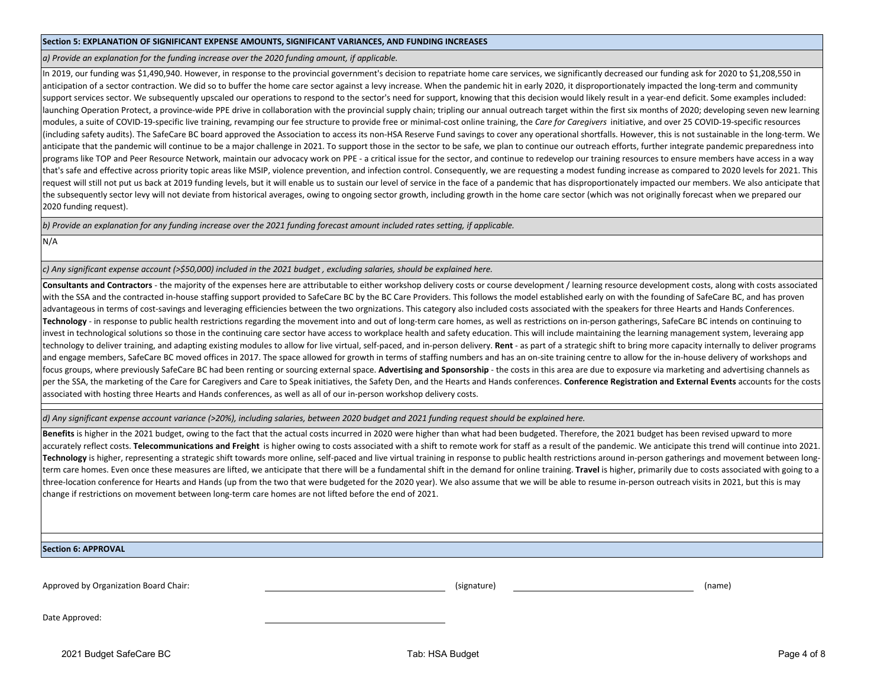## Section 5: EXPLANATION OF SIGNIFICANT EXPENSE AMOUNTS, SIGNIFICANT VARIANCES, AND FUNDING INCREASES

*a) Provide an explanation for the funding increase over the 2020 funding amount, if applicable.*

In 2019, our funding was $1,490,940. However, in response to the provincial government's decision to repatriate home care services, we significantly decreased our funding ask for 2020 to $1,208,550 in anticipation of a sector contraction. We did so to buffer the home care sector against a levy increase. When the pandemic hit in early 2020, it disproportionately impacted the long-term and community support services sector. We subsequently upscaled our operations to respond to the sector's need for support, knowing that this decision would likely result in a year-end deficit. Some examples included: launching Operation Protect, a province-wide PPE drive in collaboration with the provincial supply chain; tripling our annual outreach target within the first six months of 2020; developing seven new learning modules, a suite of COVID-19-specific live training, revamping our fee structure to provide free or minimal-cost online training, the *Care for Caregivers* initiative, and over 25 COVID-19-specific resources (including safety audits). The SafeCare BC board approved the Association to access its non-HSA Reserve Fund savings to cover any operational shortfalls. However, this is not sustainable in the long-term. We anticipate that the pandemic will continue to be a major challenge in 2021. To support those in the sector to be safe, we plan to continue our outreach efforts, further integrate pandemic preparedness into programs like TOP and Peer Resource Network, maintain our advocacy work on PPE - a critical issue for the sector, and continue to redevelop our training resources to ensure members have access in a way that's safe and effective across priority topic areas like MSIP, violence prevention, and infection control. Consequently, we are requesting a modest funding increase as compared to 2020 levels for 2021. This request will still not put us back at 2019 funding levels, but it will enable us to sustain our level of service in the face of a pandemic that has disproportionately impacted our members. We also anticipate that the subsequently sector levy will not deviate from historical averages, owing to ongoing sector growth, including growth in the home care sector (which was not originally forecast when we prepared our 2020 funding request).

*b) Provide an explanation for any funding increase over the 2021 funding forecast amount included rates setting, if applicable.*

N/A

*c) Any significant expense account (>$50,000) included in the 2021 budget , excluding salaries, should be explained here.*

**Consultants and Contractors** - the majority of the expenses here are attributable to either workshop delivery costs or course development / learning resource development costs, along with costs associated with the SSA and the contracted in-house staffing support provided to SafeCare BC by the BC Care Providers. This follows the model established early on with the founding of SafeCare BC, and has proven advantageous in terms of cost-savings and leveraging efficiencies between the two orgnizations. This category also included costs associated with the speakers for three Hearts and Hands Conferences. **Technology** - in response to public health restrictions regarding the movement into and out of long-term care homes, as well as restrictions on in-person gatherings, SafeCare BC intends on continuing to invest in technological solutions so those in the continuing care sector have access to workplace health and safety education. This will include maintaining the learning management system, leveraging app technology to deliver training, and adapting existing modules to allow for live virtual, self-paced, and in-person delivery. **Rent** - as part of a strategic shift to bring more capacity internally to deliver programs and engage members, SafeCare BC moved offices in 2017. The space allowed for growth in terms of staffing numbers and has an on-site training centre to allow for the in-house delivery of workshops and focus groups, where previously SafeCare BC had been renting or sourcing external space. **Advertising and Sponsorship** - the costs in this area are due to exposure via marketing and advertising channels as per the SSA, the marketing of the Care for Caregivers and Care to Speak initiatives, the Safety Den, and the Hearts and Hands conferences. **Conference Registration and External Events** accounts for the costs associated with hosting three Hearts and Hands conferences, as well as all of our in-person workshop delivery costs.

*d) Any significant expense account variance (>20%), including salaries, between 2020 budget and 2021 funding request should be explained here.*

**Benefits** is higher in the 2021 budget, owing to the fact that the actual costs incurred in 2020 were higher than what had been budgeted. Therefore, the 2021 budget has been revised upward to more accurately reflect costs. **Telecommunications and Freight** is higher owing to costs associated with a shift to remote work for staff as a result of the pandemic. We anticipate this trend will continue into 2021. **Technology** is higher, representing a strategic shift towards more online, self-paced and live virtual training in response to public health restrictions around in-person gatherings and movement between long-term care homes. Even once these measures are lifted, we anticipate that there will be a fundamental shift in the demand for online training. **Travel** is higher, primarily due to costs associated with going to a three-location conference for Hearts and Hands (up from the two that were budgeted for the 2020 year). We also assume that we will be able to resume in-person outreach visits in 2021, but this is may change if restrictions on movement between long-term care homes are not lifted before the end of 2021.

## Section 6: APPROVAL

Approved by Organization Board Chair: ____________________ (signature) ____________________ (name)

Date Approved: ____________________